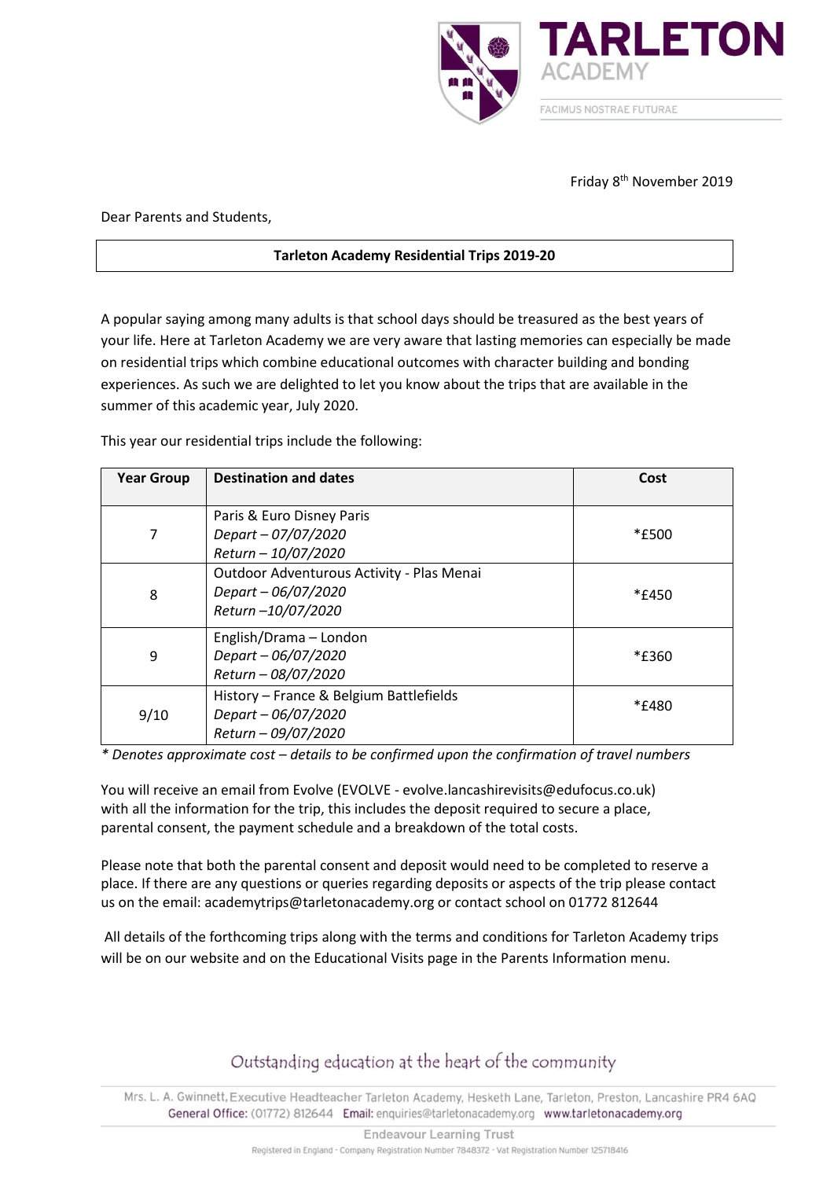# TARLETON ACADEMY

FACIMUS NOSTRAE FUTURAE

Friday 8th November 2019

Dear Parents and Students,

**Tarleton Academy Residential Trips 2019-20**

A popular saying among many adults is that school days should be treasured as the best years of your life. Here at Tarleton Academy we are very aware that lasting memories can especially be made on residential trips which combine educational outcomes with character building and bonding experiences. As such we are delighted to let you know about the trips that are available in the summer of this academic year, July 2020.

This year our residential trips include the following:

| Year Group | Destination and dates | Cost |
|---|---|---|
| 7 | Paris & Euro Disney Paris<br>*Depart – 07/07/2020*<br>*Return – 10/07/2020* | *£500 |
| 8 | Outdoor Adventurous Activity - Plas Menai<br>*Depart – 06/07/2020*<br>*Return –10/07/2020* | *£450 |
| 9 | English/Drama – London<br>*Depart – 06/07/2020*<br>*Return – 08/07/2020* | *£360 |
| 9/10 | History – France & Belgium Battlefields<br>*Depart – 06/07/2020*<br>*Return – 09/07/2020* | *£480 |

*\* Denotes approximate cost – details to be confirmed upon the confirmation of travel numbers*

You will receive an email from Evolve (EVOLVE - evolve.lancashirevisits@edufocus.co.uk) with all the information for the trip, this includes the deposit required to secure a place, parental consent, the payment schedule and a breakdown of the total costs.

Please note that both the parental consent and deposit would need to be completed to reserve a place. If there are any questions or queries regarding deposits or aspects of the trip please contact us on the email: academytrips@tarletonacademy.org or contact school on 01772 812644

All details of the forthcoming trips along with the terms and conditions for Tarleton Academy trips will be on our website and on the Educational Visits page in the Parents Information menu.

Outstanding education at the heart of the community

Mrs. L. A. Gwinnett, Executive Headteacher Tarleton Academy, Hesketh Lane, Tarleton, Preston, Lancashire PR4 6AQ
General Office: (01772) 812644 Email: enquiries@tarletonacademy.org www.tarletonacademy.org

Endeavour Learning Trust
Registered in England - Company Registration Number 7848372 - Vat Registration Number 125718416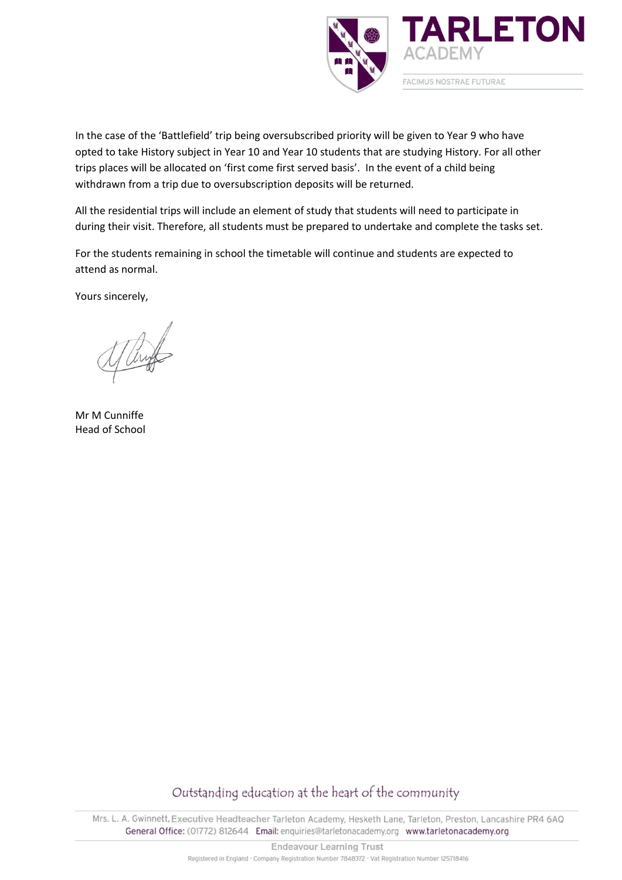In the case of the 'Battlefield' trip being oversubscribed priority will be given to Year 9 who have opted to take History subject in Year 10 and Year 10 students that are studying History. For all other trips places will be allocated on 'first come first served basis'. In the event of a child being withdrawn from a trip due to oversubscription deposits will be returned.

All the residential trips will include an element of study that students will need to participate in during their visit. Therefore, all students must be prepared to undertake and complete the tasks set.

For the students remaining in school the timetable will continue and students are expected to attend as normal.

Yours sincerely,

Mr M Cunniffe
Head of School